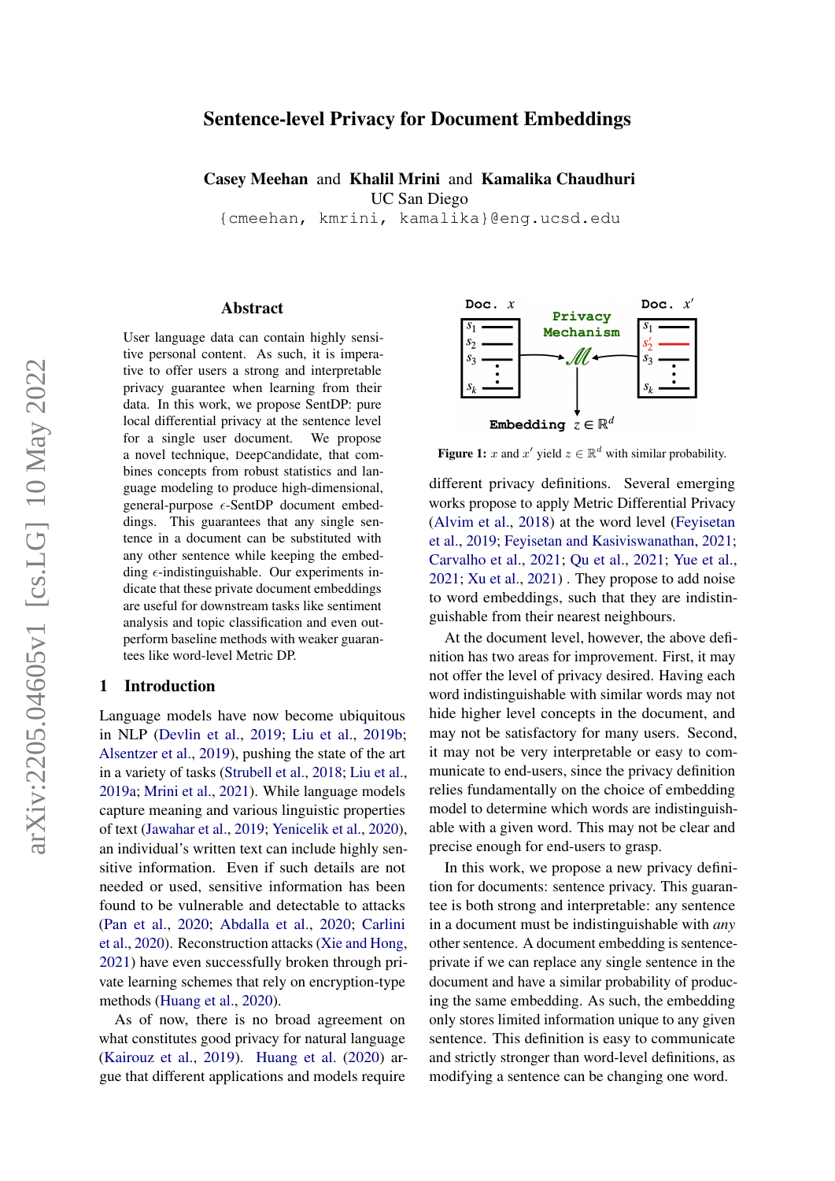# Sentence-level Privacy for Document Embeddings

**Casey Meehan** and **Khalil Mrini** and **Kamalika Chaudhuri**
UC San Diego
{cmeehan, kmrini, kamalika}@eng.ucsd.edu

## Abstract

User language data can contain highly sensitive personal content. As such, it is imperative to offer users a strong and interpretable privacy guarantee when learning from their data. In this work, we propose SentDP: pure local differential privacy at the sentence level for a single user document. We propose a novel technique, DeepCandidate, that combines concepts from robust statistics and language modeling to produce high-dimensional, general-purpose $\epsilon$-SentDP document embeddings. This guarantees that any single sentence in a document can be substituted with any other sentence while keeping the embedding $\epsilon$-indistinguishable. Our experiments indicate that these private document embeddings are useful for downstream tasks like sentiment analysis and topic classification and even outperform baseline methods with weaker guarantees like word-level Metric DP.

## 1 Introduction

Language models have now become ubiquitous in NLP (Devlin et al., 2019; Liu et al., 2019b; Alsentzer et al., 2019), pushing the state of the art in a variety of tasks (Strubell et al., 2018; Liu et al., 2019a; Mrini et al., 2021). While language models capture meaning and various linguistic properties of text (Jawahar et al., 2019; Yenicelik et al., 2020), an individual's written text can include highly sensitive information. Even if such details are not needed or used, sensitive information has been found to be vulnerable and detectable to attacks (Pan et al., 2020; Abdalla et al., 2020; Carlini et al., 2020). Reconstruction attacks (Xie and Hong, 2021) have even successfully broken through private learning schemes that rely on encryption-type methods (Huang et al., 2020).

As of now, there is no broad agreement on what constitutes good privacy for natural language (Kairouz et al., 2019). Huang et al. (2020) argue that different applications and models require different privacy definitions. Several emerging works propose to apply Metric Differential Privacy (Alvim et al., 2018) at the word level (Feyisetan et al., 2019; Feyisetan and Kasiviswanathan, 2021; Carvalho et al., 2021; Qu et al., 2021; Yue et al., 2021; Xu et al., 2021) . They propose to add noise to word embeddings, such that they are indistinguishable from their nearest neighbours.

At the document level, however, the above definition has two areas for improvement. First, it may not offer the level of privacy desired. Having each word indistinguishable with similar words may not hide higher level concepts in the document, and may not be satisfactory for many users. Second, it may not be very interpretable or easy to communicate to end-users, since the privacy definition relies fundamentally on the choice of embedding model to determine which words are indistinguishable with a given word. This may not be clear and precise enough for end-users to grasp.

In this work, we propose a new privacy definition for documents: sentence privacy. This guarantee is both strong and interpretable: any sentence in a document must be indistinguishable with *any* other sentence. A document embedding is sentence-private if we can replace any single sentence in the document and have a similar probability of producing the same embedding. As such, the embedding only stores limited information unique to any given sentence. This definition is easy to communicate and strictly stronger than word-level definitions, as modifying a sentence can be changing one word.

**Figure 1:** $x$ and $x'$ yield $z \in \mathbb{R}^d$ with similar probability.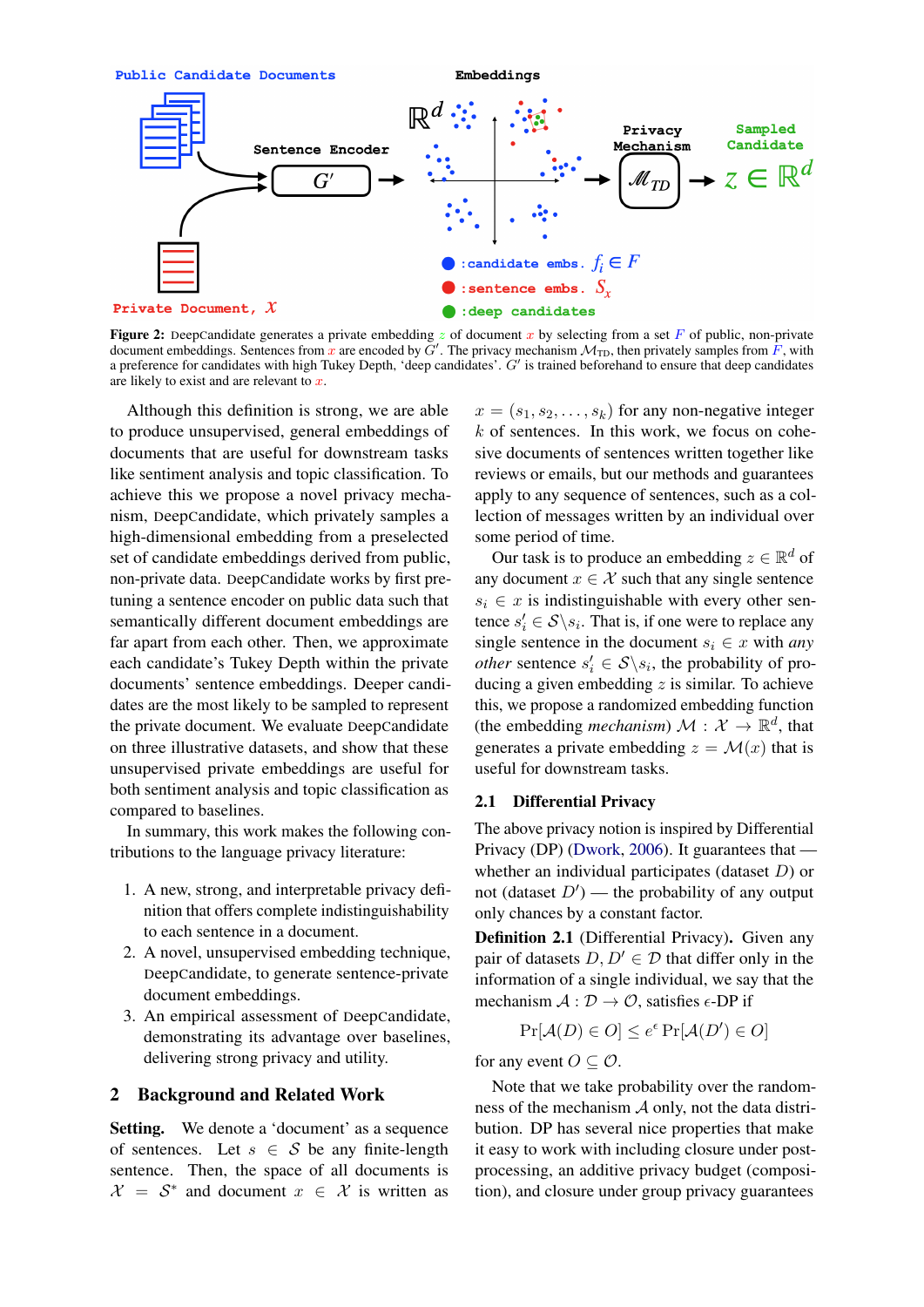**Figure 2:** DeepCandidate generates a private embedding $z$ of document $x$ by selecting from a set $F$ of public, non-private document embeddings. Sentences from $x$ are encoded by $G'$. The privacy mechanism $\mathcal{M}_{\text{TD}}$, then privately samples from $F$, with a preference for candidates with high Tukey Depth, 'deep candidates'. $G'$ is trained beforehand to ensure that deep candidates are likely to exist and are relevant to $x$.

Although this definition is strong, we are able to produce unsupervised, general embeddings of documents that are useful for downstream tasks like sentiment analysis and topic classification. To achieve this we propose a novel privacy mechanism, DeepCandidate, which privately samples a high-dimensional embedding from a preselected set of candidate embeddings derived from public, non-private data. DeepCandidate works by first pre-tuning a sentence encoder on public data such that semantically different document embeddings are far apart from each other. Then, we approximate each candidate's Tukey Depth within the private documents' sentence embeddings. Deeper candidates are the most likely to be sampled to represent the private document. We evaluate DeepCandidate on three illustrative datasets, and show that these unsupervised private embeddings are useful for both sentiment analysis and topic classification as compared to baselines.

In summary, this work makes the following contributions to the language privacy literature:

1. A new, strong, and interpretable privacy definition that offers complete indistinguishability to each sentence in a document.
2. A novel, unsupervised embedding technique, DeepCandidate, to generate sentence-private document embeddings.
3. An empirical assessment of DeepCandidate, demonstrating its advantage over baselines, delivering strong privacy and utility.

## 2 Background and Related Work

**Setting.** We denote a 'document' as a sequence of sentences. Let $s \in \mathcal{S}$ be any finite-length sentence. Then, the space of all documents is $\mathcal{X} = \mathcal{S}^*$ and document $x \in \mathcal{X}$ is written as $x = (s_1, s_2, \ldots, s_k)$ for any non-negative integer $k$ of sentences. In this work, we focus on cohesive documents of sentences written together like reviews or emails, but our methods and guarantees apply to any sequence of sentences, such as a collection of messages written by an individual over some period of time.

Our task is to produce an embedding $z \in \mathbb{R}^d$ of any document $x \in \mathcal{X}$ such that any single sentence $s_i \in x$ is indistinguishable with every other sentence $s'_i \in \mathcal{S} \backslash s_i$. That is, if one were to replace any single sentence in the document $s_i \in x$ with *any other* sentence $s'_i \in \mathcal{S} \backslash s_i$, the probability of producing a given embedding $z$ is similar. To achieve this, we propose a randomized embedding function (the embedding *mechanism*) $\mathcal{M} : \mathcal{X} \to \mathbb{R}^d$, that generates a private embedding $z = \mathcal{M}(x)$ that is useful for downstream tasks.

### 2.1 Differential Privacy

The above privacy notion is inspired by Differential Privacy (DP) (Dwork, 2006). It guarantees that — whether an individual participates (dataset $D$) or not (dataset $D'$) — the probability of any output only chances by a constant factor.

**Definition 2.1** (Differential Privacy)**.** Given any pair of datasets $D, D' \in \mathcal{D}$ that differ only in the information of a single individual, we say that the mechanism $\mathcal{A} : \mathcal{D} \to \mathcal{O}$, satisfies $\epsilon$-DP if

$$\Pr[\mathcal{A}(D) \in O] \leq e^{\epsilon} \Pr[\mathcal{A}(D') \in O]$$

for any event $O \subseteq \mathcal{O}$.

Note that we take probability over the randomness of the mechanism $\mathcal{A}$ only, not the data distribution. DP has several nice properties that make it easy to work with including closure under post-processing, an additive privacy budget (composition), and closure under group privacy guarantees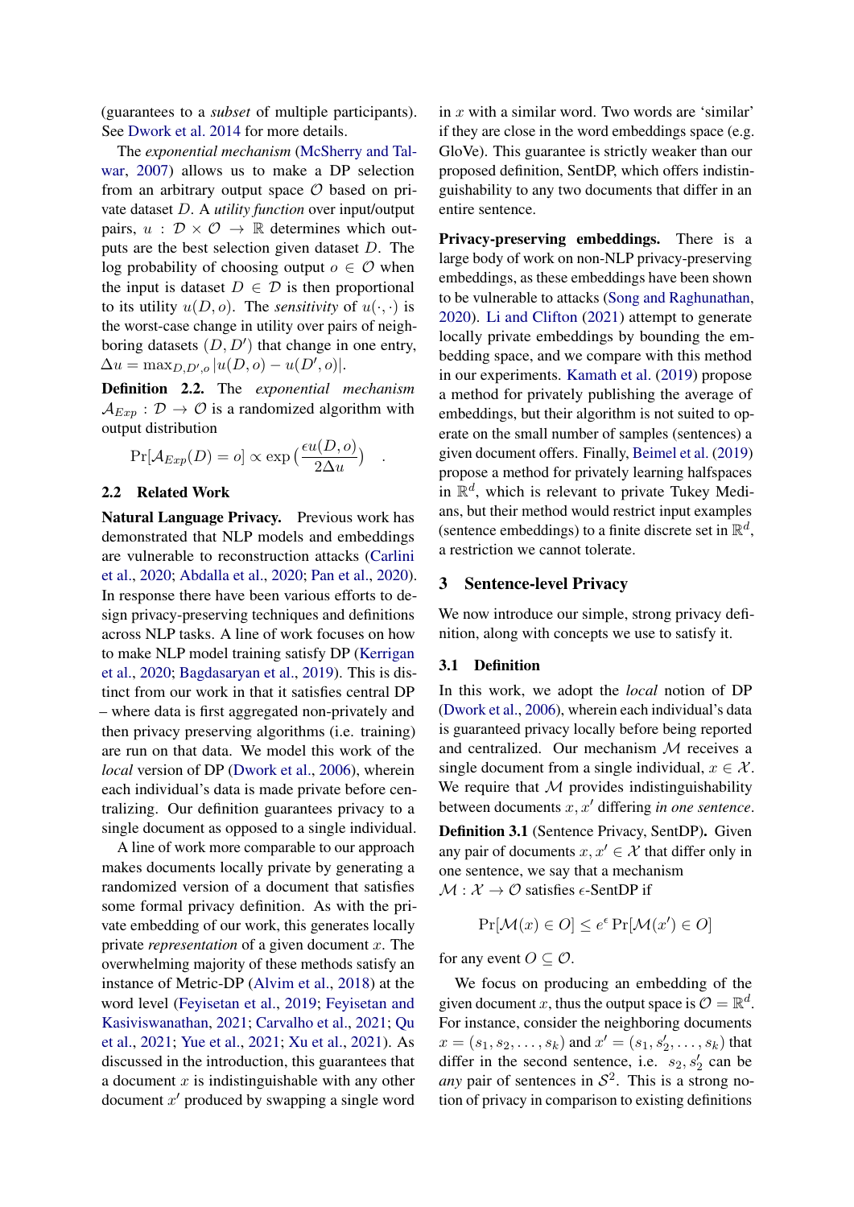(guarantees to a *subset* of multiple participants). See Dwork et al. 2014 for more details.

The *exponential mechanism* (McSherry and Talwar, 2007) allows us to make a DP selection from an arbitrary output space $\mathcal{O}$ based on private dataset $D$. A *utility function* over input/output pairs, $u : \mathcal{D} \times \mathcal{O} \to \mathbb{R}$ determines which outputs are the best selection given dataset $D$. The log probability of choosing output $o \in \mathcal{O}$ when the input is dataset $D \in \mathcal{D}$ is then proportional to its utility $u(D, o)$. The *sensitivity* of $u(\cdot, \cdot)$ is the worst-case change in utility over pairs of neighboring datasets $(D, D')$ that change in one entry, $\Delta u = \max_{D,D',o} |u(D, o) - u(D', o)|$.

**Definition 2.2.** The *exponential mechanism* $\mathcal{A}_{Exp} : \mathcal{D} \to \mathcal{O}$ is a randomized algorithm with output distribution

$$\Pr[\mathcal{A}_{Exp}(D) = o] \propto \exp\left(\frac{\epsilon u(D, o)}{2\Delta u}\right) \quad .$$

## 2.2 Related Work

**Natural Language Privacy.** Previous work has demonstrated that NLP models and embeddings are vulnerable to reconstruction attacks (Carlini et al., 2020; Abdalla et al., 2020; Pan et al., 2020). In response there have been various efforts to design privacy-preserving techniques and definitions across NLP tasks. A line of work focuses on how to make NLP model training satisfy DP (Kerrigan et al., 2020; Bagdasaryan et al., 2019). This is distinct from our work in that it satisfies central DP – where data is first aggregated non-privately and then privacy preserving algorithms (i.e. training) are run on that data. We model this work of the *local* version of DP (Dwork et al., 2006), wherein each individual's data is made private before centralizing. Our definition guarantees privacy to a single document as opposed to a single individual.

A line of work more comparable to our approach makes documents locally private by generating a randomized version of a document that satisfies some formal privacy definition. As with the private embedding of our work, this generates locally private *representation* of a given document $x$. The overwhelming majority of these methods satisfy an instance of Metric-DP (Alvim et al., 2018) at the word level (Feyisetan et al., 2019; Feyisetan and Kasiviswanathan, 2021; Carvalho et al., 2021; Qu et al., 2021; Yue et al., 2021; Xu et al., 2021). As discussed in the introduction, this guarantees that a document $x$ is indistinguishable with any other document $x'$ produced by swapping a single word in $x$ with a similar word. Two words are 'similar' if they are close in the word embeddings space (e.g. GloVe). This guarantee is strictly weaker than our proposed definition, SentDP, which offers indistinguishability to any two documents that differ in an entire sentence.

**Privacy-preserving embeddings.** There is a large body of work on non-NLP privacy-preserving embeddings, as these embeddings have been shown to be vulnerable to attacks (Song and Raghunathan, 2020). Li and Clifton (2021) attempt to generate locally private embeddings by bounding the embedding space, and we compare with this method in our experiments. Kamath et al. (2019) propose a method for privately publishing the average of embeddings, but their algorithm is not suited to operate on the small number of samples (sentences) a given document offers. Finally, Beimel et al. (2019) propose a method for privately learning halfspaces in $\mathbb{R}^d$, which is relevant to private Tukey Medians, but their method would restrict input examples (sentence embeddings) to a finite discrete set in $\mathbb{R}^d$, a restriction we cannot tolerate.

# 3 Sentence-level Privacy

We now introduce our simple, strong privacy definition, along with concepts we use to satisfy it.

## 3.1 Definition

In this work, we adopt the *local* notion of DP (Dwork et al., 2006), wherein each individual's data is guaranteed privacy locally before being reported and centralized. Our mechanism $\mathcal{M}$ receives a single document from a single individual, $x \in \mathcal{X}$. We require that $\mathcal{M}$ provides indistinguishability between documents $x, x'$ differing *in one sentence*.

**Definition 3.1** (Sentence Privacy, SentDP)**.** Given any pair of documents $x, x' \in \mathcal{X}$ that differ only in one sentence, we say that a mechanism $\mathcal{M} : \mathcal{X} \to \mathcal{O}$ satisfies $\epsilon$-SentDP if

$$\Pr[\mathcal{M}(x) \in O] \leq e^{\epsilon} \Pr[\mathcal{M}(x') \in O]$$

for any event $O \subseteq \mathcal{O}$.

We focus on producing an embedding of the given document $x$, thus the output space is $\mathcal{O} = \mathbb{R}^d$. For instance, consider the neighboring documents $x = (s_1, s_2, \ldots, s_k)$ and $x' = (s_1, s_2', \ldots, s_k)$ that differ in the second sentence, i.e. $s_2, s_2'$ can be *any* pair of sentences in $\mathcal{S}^2$. This is a strong notion of privacy in comparison to existing definitions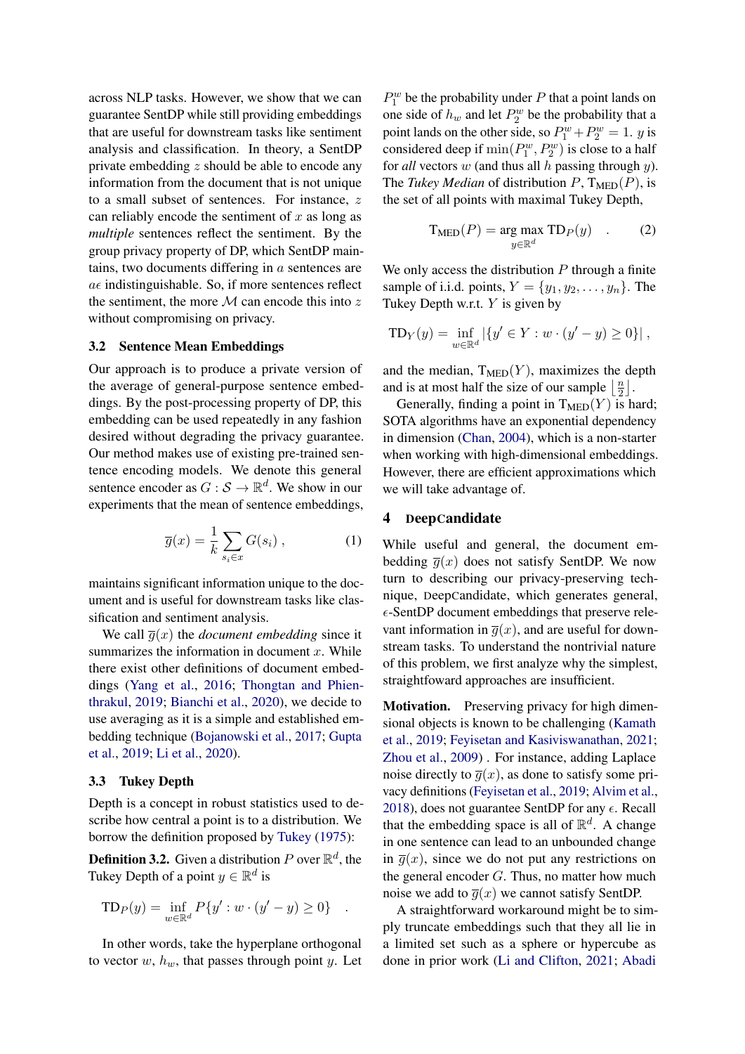across NLP tasks. However, we show that we can guarantee SentDP while still providing embeddings that are useful for downstream tasks like sentiment analysis and classification. In theory, a SentDP private embedding $z$ should be able to encode any information from the document that is not unique to a small subset of sentences. For instance, $z$ can reliably encode the sentiment of $x$ as long as *multiple* sentences reflect the sentiment. By the group privacy property of DP, which SentDP maintains, two documents differing in $a$ sentences are $a\epsilon$ indistinguishable. So, if more sentences reflect the sentiment, the more $\mathcal{M}$ can encode this into $z$ without compromising on privacy.

### 3.2 Sentence Mean Embeddings

Our approach is to produce a private version of the average of general-purpose sentence embeddings. By the post-processing property of DP, this embedding can be used repeatedly in any fashion desired without degrading the privacy guarantee. Our method makes use of existing pre-trained sentence encoding models. We denote this general sentence encoder as $G : \mathcal{S} \to \mathbb{R}^d$. We show in our experiments that the mean of sentence embeddings,

$$\overline{g}(x) = \frac{1}{k} \sum_{s_i \in x} G(s_i) , \tag{1}$$

maintains significant information unique to the document and is useful for downstream tasks like classification and sentiment analysis.

We call $\overline{g}(x)$ the *document embedding* since it summarizes the information in document $x$. While there exist other definitions of document embeddings (Yang et al., 2016; Thongtan and Phienthrakul, 2019; Bianchi et al., 2020), we decide to use averaging as it is a simple and established embedding technique (Bojanowski et al., 2017; Gupta et al., 2019; Li et al., 2020).

### 3.3 Tukey Depth

Depth is a concept in robust statistics used to describe how central a point is to a distribution. We borrow the definition proposed by Tukey (1975):

**Definition 3.2.** Given a distribution $P$ over $\mathbb{R}^d$, the Tukey Depth of a point $y \in \mathbb{R}^d$ is

$$\text{TD}_P(y) = \inf_{w \in \mathbb{R}^d} P\{y' : w \cdot (y' - y) \geq 0\} \quad .$$

In other words, take the hyperplane orthogonal to vector $w$, $h_w$, that passes through point $y$. Let $P_1^w$ be the probability under $P$ that a point lands on one side of $h_w$ and let $P_2^w$ be the probability that a point lands on the other side, so $P_1^w + P_2^w = 1$. $y$ is considered deep if $\min(P_1^w, P_2^w)$ is close to a half for *all* vectors $w$ (and thus all $h$ passing through $y$). The *Tukey Median* of distribution $P$, $\text{T}_{\text{MED}}(P)$, is the set of all points with maximal Tukey Depth,

$$\text{T}_{\text{MED}}(P) = \arg\max_{y \in \mathbb{R}^d} \text{TD}_P(y) \quad . \tag{2}$$

We only access the distribution $P$ through a finite sample of i.i.d. points, $Y = \{y_1, y_2, \ldots, y_n\}$. The Tukey Depth w.r.t. $Y$ is given by

$$\text{TD}_Y(y) = \inf_{w \in \mathbb{R}^d} |\{y' \in Y : w \cdot (y' - y) \geq 0\}| ,$$

and the median, $\text{T}_{\text{MED}}(Y)$, maximizes the depth and is at most half the size of our sample $\left\lfloor \frac{n}{2} \right\rfloor$.

Generally, finding a point in $\text{T}_{\text{MED}}(Y)$ is hard; SOTA algorithms have an exponential dependency in dimension (Chan, 2004), which is a non-starter when working with high-dimensional embeddings. However, there are efficient approximations which we will take advantage of.

## 4 DeepCandidate

While useful and general, the document embedding $\overline{g}(x)$ does not satisfy SentDP. We now turn to describing our privacy-preserving technique, DeepCandidate, which generates general, $\epsilon$-SentDP document embeddings that preserve relevant information in $\overline{g}(x)$, and are useful for downstream tasks. To understand the nontrivial nature of this problem, we first analyze why the simplest, straightfoward approaches are insufficient.

**Motivation.** Preserving privacy for high dimensional objects is known to be challenging (Kamath et al., 2019; Feyisetan and Kasiviswanathan, 2021; Zhou et al., 2009) . For instance, adding Laplace noise directly to $\overline{g}(x)$, as done to satisfy some privacy definitions (Feyisetan et al., 2019; Alvim et al., 2018), does not guarantee SentDP for any $\epsilon$. Recall that the embedding space is all of $\mathbb{R}^d$. A change in one sentence can lead to an unbounded change in $\overline{g}(x)$, since we do not put any restrictions on the general encoder $G$. Thus, no matter how much noise we add to $\overline{g}(x)$ we cannot satisfy SentDP.

A straightforward workaround might be to simply truncate embeddings such that they all lie in a limited set such as a sphere or hypercube as done in prior work (Li and Clifton, 2021; Abadi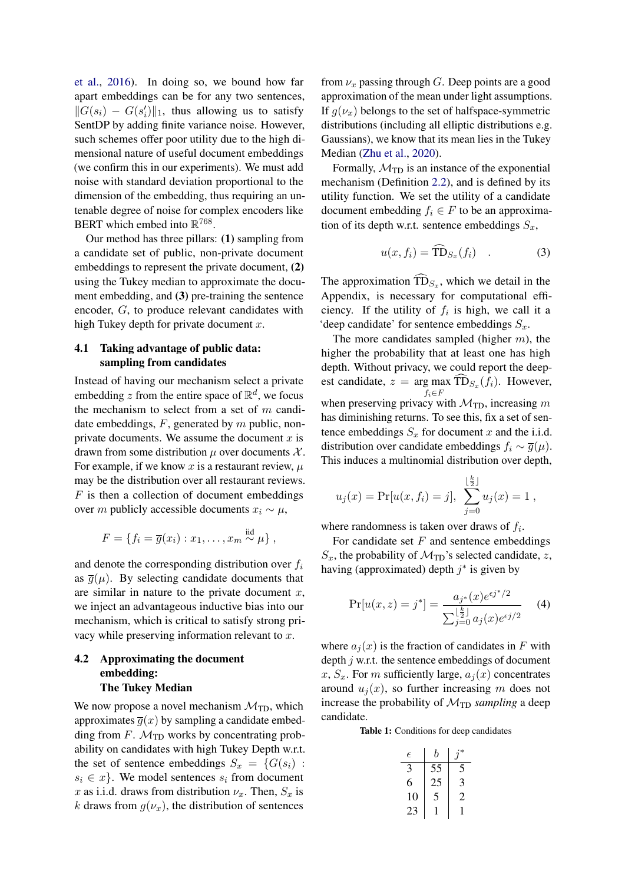et al., 2016). In doing so, we bound how far apart embeddings can be for any two sentences, $\|G(s_i) - G(s_i')\|_1$, thus allowing us to satisfy SentDP by adding finite variance noise. However, such schemes offer poor utility due to the high dimensional nature of useful document embeddings (we confirm this in our experiments). We must add noise with standard deviation proportional to the dimension of the embedding, thus requiring an untenable degree of noise for complex encoders like BERT which embed into $\mathbb{R}^{768}$.

Our method has three pillars: **(1)** sampling from a candidate set of public, non-private document embeddings to represent the private document, **(2)** using the Tukey median to approximate the document embedding, and **(3)** pre-training the sentence encoder, $G$, to produce relevant candidates with high Tukey depth for private document $x$.

### 4.1 Taking advantage of public data: sampling from candidates

Instead of having our mechanism select a private embedding $z$ from the entire space of $\mathbb{R}^d$, we focus the mechanism to select from a set of $m$ candidate embeddings, $F$, generated by $m$ public, non-private documents. We assume the document $x$ is drawn from some distribution $\mu$ over documents $\mathcal{X}$. For example, if we know $x$ is a restaurant review, $\mu$ may be the distribution over all restaurant reviews. $F$ is then a collection of document embeddings over $m$ publicly accessible documents $x_i \sim \mu$,

$$F = \{f_i = \overline{g}(x_i) : x_1, \ldots, x_m \overset{\text{iid}}{\sim} \mu\} ,$$

and denote the corresponding distribution over $f_i$ as $\overline{g}(\mu)$. By selecting candidate documents that are similar in nature to the private document $x$, we inject an advantageous inductive bias into our mechanism, which is critical to satisfy strong privacy while preserving information relevant to $x$.

### 4.2 Approximating the document embedding: The Tukey Median

We now propose a novel mechanism $\mathcal{M}_{\text{TD}}$, which approximates $\overline{g}(x)$ by sampling a candidate embedding from $F$. $\mathcal{M}_{\text{TD}}$ works by concentrating probability on candidates with high Tukey Depth w.r.t. the set of sentence embeddings $S_x = \{G(s_i) : s_i \in x\}$. We model sentences $s_i$ from document $x$ as i.i.d. draws from distribution $\nu_x$. Then, $S_x$ is $k$ draws from $g(\nu_x)$, the distribution of sentences from $\nu_x$ passing through $G$. Deep points are a good approximation of the mean under light assumptions. If $g(\nu_x)$ belongs to the set of halfspace-symmetric distributions (including all elliptic distributions e.g. Gaussians), we know that its mean lies in the Tukey Median (Zhu et al., 2020).

Formally, $\mathcal{M}_{\text{TD}}$ is an instance of the exponential mechanism (Definition 2.2), and is defined by its utility function. We set the utility of a candidate document embedding $f_i \in F$ to be an approximation of its depth w.r.t. sentence embeddings $S_x$,

$$u(x, f_i) = \widehat{\text{TD}}_{S_x}(f_i) \quad . \tag{3}$$

The approximation $\widehat{\text{TD}}_{S_x}$, which we detail in the Appendix, is necessary for computational efficiency. If the utility of $f_i$ is high, we call it a 'deep candidate' for sentence embeddings $S_x$.

The more candidates sampled (higher $m$), the higher the probability that at least one has high depth. Without privacy, we could report the deepest candidate, $z = \underset{f_i \in F}{\arg\max}\, \widehat{\text{TD}}_{S_x}(f_i)$. However, when preserving privacy with $\mathcal{M}_{\text{TD}}$, increasing $m$ has diminishing returns. To see this, fix a set of sentence embeddings $S_x$ for document $x$ and the i.i.d. distribution over candidate embeddings $f_i \sim \overline{g}(\mu)$. This induces a multinomial distribution over depth,

$$u_j(x) = \Pr[u(x, f_i) = j], \quad \sum_{j=0}^{\lfloor \frac{k}{2} \rfloor} u_j(x) = 1 \ ,$$

where randomness is taken over draws of $f_i$.

For candidate set $F$ and sentence embeddings $S_x$, the probability of $\mathcal{M}_{\text{TD}}$'s selected candidate, $z$, having (approximated) depth $j^*$ is given by

$$\Pr[u(x, z) = j^*] = \frac{a_{j^*}(x) e^{\epsilon j^*/2}}{\sum_{j=0}^{\lfloor \frac{k}{2} \rfloor} a_j(x) e^{\epsilon j/2}} \tag{4}$$

where $a_j(x)$ is the fraction of candidates in $F$ with depth $j$ w.r.t. the sentence embeddings of document $x$, $S_x$. For $m$ sufficiently large, $a_j(x)$ concentrates around $u_j(x)$, so further increasing $m$ does not increase the probability of $\mathcal{M}_{\text{TD}}$ *sampling* a deep candidate.

**Table 1:** Conditions for deep candidates

| $\epsilon$ | $b$ | $j^*$ |
|---|---|---|
| 3 | 55 | 5 |
| 6 | 25 | 3 |
| 10 | 5 | 2 |
| 23 | 1 | 1 |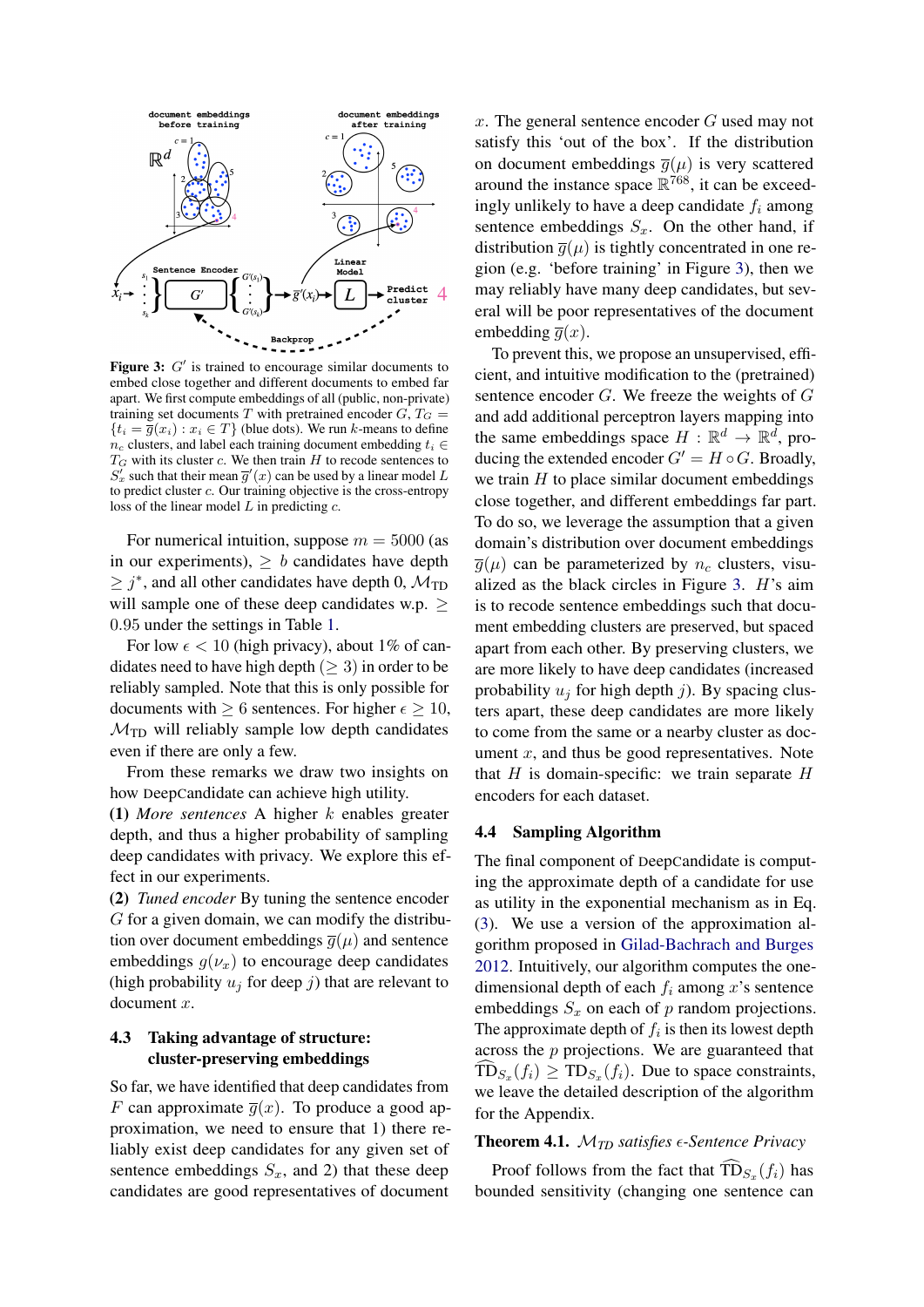**Figure 3:** $G'$ is trained to encourage similar documents to embed close together and different documents to embed far apart. We first compute embeddings of all (public, non-private) training set documents $T$ with pretrained encoder $G$, $T_G = \{t_i = \overline{g}(x_i) : x_i \in T\}$ (blue dots). We run $k$-means to define $n_c$ clusters, and label each training document embedding $t_i \in T_G$ with its cluster $c$. We then train $H$ to recode sentences to $S'_x$ such that their mean $\overline{g}'(x)$ can be used by a linear model $L$ to predict cluster $c$. Our training objective is the cross-entropy loss of the linear model $L$ in predicting $c$.

For numerical intuition, suppose $m = 5000$ (as in our experiments), $\geq b$ candidates have depth $\geq j^*$, and all other candidates have depth 0, $\mathcal{M}_{\text{TD}}$ will sample one of these deep candidates w.p. $\geq 0.95$ under the settings in Table 1.

For low $\epsilon < 10$ (high privacy), about 1% of candidates need to have high depth ($\geq 3$) in order to be reliably sampled. Note that this is only possible for documents with $\geq 6$ sentences. For higher $\epsilon \geq 10$, $\mathcal{M}_{\text{TD}}$ will reliably sample low depth candidates even if there are only a few.

From these remarks we draw two insights on how DeepCandidate can achieve high utility.

**(1)** *More sentences* A higher $k$ enables greater depth, and thus a higher probability of sampling deep candidates with privacy. We explore this effect in our experiments.

**(2)** *Tuned encoder* By tuning the sentence encoder $G$ for a given domain, we can modify the distribution over document embeddings $\overline{g}(\mu)$ and sentence embeddings $g(\nu_x)$ to encourage deep candidates (high probability $u_j$ for deep $j$) that are relevant to document $x$.

### 4.3 Taking advantage of structure: cluster-preserving embeddings

So far, we have identified that deep candidates from $F$ can approximate $\overline{g}(x)$. To produce a good approximation, we need to ensure that 1) there reliably exist deep candidates for any given set of sentence embeddings $S_x$, and 2) that these deep candidates are good representatives of document $x$. The general sentence encoder $G$ used may not satisfy this 'out of the box'. If the distribution on document embeddings $\overline{g}(\mu)$ is very scattered around the instance space $\mathbb{R}^{768}$, it can be exceedingly unlikely to have a deep candidate $f_i$ among sentence embeddings $S_x$. On the other hand, if distribution $\overline{g}(\mu)$ is tightly concentrated in one region (e.g. 'before training' in Figure 3), then we may reliably have many deep candidates, but several will be poor representatives of the document embedding $\overline{g}(x)$.

To prevent this, we propose an unsupervised, efficient, and intuitive modification to the (pretrained) sentence encoder $G$. We freeze the weights of $G$ and add additional perceptron layers mapping into the same embeddings space $H : \mathbb{R}^d \to \mathbb{R}^d$, producing the extended encoder $G' = H \circ G$. Broadly, we train $H$ to place similar document embeddings close together, and different embeddings far part. To do so, we leverage the assumption that a given domain's distribution over document embeddings $\overline{g}(\mu)$ can be parameterized by $n_c$ clusters, visualized as the black circles in Figure 3. $H$'s aim is to recode sentence embeddings such that document embedding clusters are preserved, but spaced apart from each other. By preserving clusters, we are more likely to have deep candidates (increased probability $u_j$ for high depth $j$). By spacing clusters apart, these deep candidates are more likely to come from the same or a nearby cluster as document $x$, and thus be good representatives. Note that $H$ is domain-specific: we train separate $H$ encoders for each dataset.

### 4.4 Sampling Algorithm

The final component of DeepCandidate is computing the approximate depth of a candidate for use as utility in the exponential mechanism as in Eq. (3). We use a version of the approximation algorithm proposed in Gilad-Bachrach and Burges 2012. Intuitively, our algorithm computes the one-dimensional depth of each $f_i$ among $x$'s sentence embeddings $S_x$ on each of $p$ random projections. The approximate depth of $f_i$ is then its lowest depth across the $p$ projections. We are guaranteed that $\widehat{\text{TD}}_{S_x}(f_i) \geq \text{TD}_{S_x}(f_i)$. Due to space constraints, we leave the detailed description of the algorithm for the Appendix.

**Theorem 4.1.** *$\mathcal{M}_{TD}$ satisfies $\epsilon$-Sentence Privacy*

Proof follows from the fact that $\widehat{\text{TD}}_{S_x}(f_i)$ has bounded sensitivity (changing one sentence can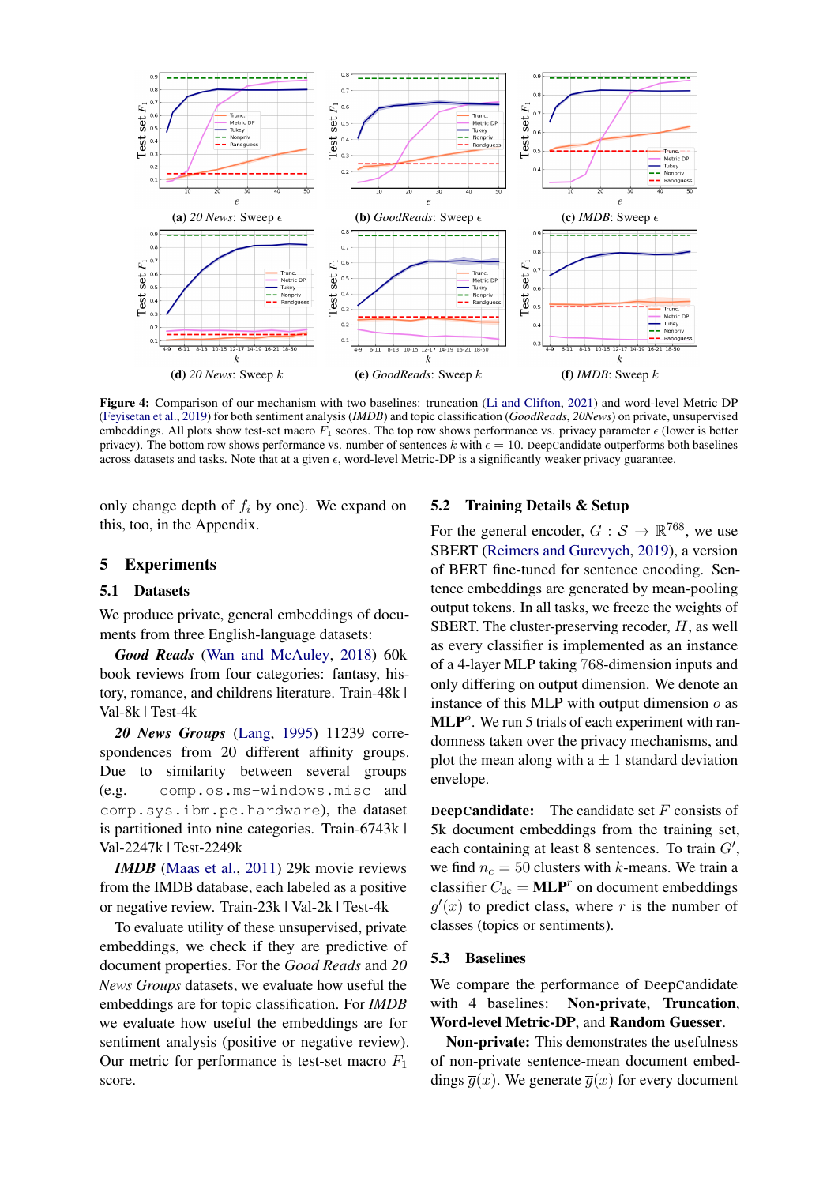**(a)** *20 News*: Sweep $\epsilon$ **(b)** *GoodReads*: Sweep $\epsilon$ **(c)** *IMDB*: Sweep $\epsilon$

**(d)** *20 News*: Sweep $k$ **(e)** *GoodReads*: Sweep $k$ **(f)** *IMDB*: Sweep $k$

**Figure 4:** Comparison of our mechanism with two baselines: truncation (Li and Clifton, 2021) and word-level Metric DP (Feyisetan et al., 2019) for both sentiment analysis (*IMDB*) and topic classification (*GoodReads*, *20News*) on private, unsupervised embeddings. All plots show test-set macro $F_1$ scores. The top row shows performance vs. privacy parameter $\epsilon$ (lower is better privacy). The bottom row shows performance vs. number of sentences $k$ with $\epsilon = 10$. DeepCandidate outperforms both baselines across datasets and tasks. Note that at a given $\epsilon$, word-level Metric-DP is a significantly weaker privacy guarantee.

only change depth of $f_i$ by one). We expand on this, too, in the Appendix.

## 5 Experiments

### 5.1 Datasets

We produce private, general embeddings of documents from three English-language datasets:

***Good Reads*** (Wan and McAuley, 2018) 60k book reviews from four categories: fantasy, history, romance, and childrens literature. Train-48k | Val-8k | Test-4k

***20 News Groups*** (Lang, 1995) 11239 correspondences from 20 different affinity groups. Due to similarity between several groups (e.g. `comp.os.ms-windows.misc` and `comp.sys.ibm.pc.hardware`), the dataset is partitioned into nine categories. Train-6743k | Val-2247k | Test-2249k

***IMDB*** (Maas et al., 2011) 29k movie reviews from the IMDB database, each labeled as a positive or negative review. Train-23k | Val-2k | Test-4k

To evaluate utility of these unsupervised, private embeddings, we check if they are predictive of document properties. For the *Good Reads* and *20 News Groups* datasets, we evaluate how useful the embeddings are for topic classification. For *IMDB* we evaluate how useful the embeddings are for sentiment analysis (positive or negative review). Our metric for performance is test-set macro $F_1$ score.

### 5.2 Training Details & Setup

For the general encoder, $G : \mathcal{S} \to \mathbb{R}^{768}$, we use SBERT (Reimers and Gurevych, 2019), a version of BERT fine-tuned for sentence encoding. Sentence embeddings are generated by mean-pooling output tokens. In all tasks, we freeze the weights of SBERT. The cluster-preserving recoder, $H$, as well as every classifier is implemented as an instance of a 4-layer MLP taking 768-dimension inputs and only differing on output dimension. We denote an instance of this MLP with output dimension $o$ as $\mathbf{MLP}^o$. We run 5 trials of each experiment with randomness taken over the privacy mechanisms, and plot the mean along with a $\pm$ 1 standard deviation envelope.

**DeepCandidate:** The candidate set $F$ consists of 5k document embeddings from the training set, each containing at least 8 sentences. To train $G'$, we find $n_c = 50$ clusters with $k$-means. We train a classifier $C_{\text{dc}} = \mathbf{MLP}^r$ on document embeddings $g'(x)$ to predict class, where $r$ is the number of classes (topics or sentiments).

### 5.3 Baselines

We compare the performance of DeepCandidate with 4 baselines: **Non-private**, **Truncation**, **Word-level Metric-DP**, and **Random Guesser**.

**Non-private:** This demonstrates the usefulness of non-private sentence-mean document embeddings $\overline{g}(x)$. We generate $\overline{g}(x)$ for every document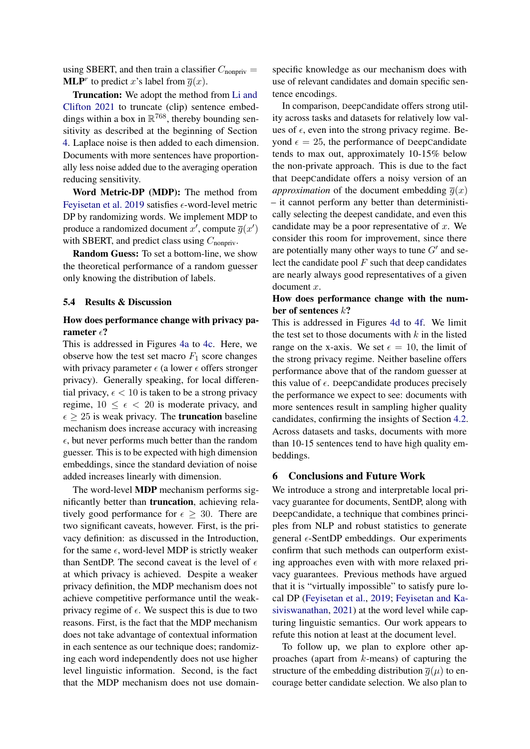using SBERT, and then train a classifier $C_{\text{nonpriv}} = \mathbf{MLP}^r$ to predict $x$'s label from $\overline{g}(x)$.

**Truncation:** We adopt the method from Li and Clifton 2021 to truncate (clip) sentence embeddings within a box in $\mathbb{R}^{768}$, thereby bounding sensitivity as described at the beginning of Section 4. Laplace noise is then added to each dimension. Documents with more sentences have proportionally less noise added due to the averaging operation reducing sensitivity.

**Word Metric-DP (MDP):** The method from Feyisetan et al. 2019 satisfies $\epsilon$-word-level metric DP by randomizing words. We implement MDP to produce a randomized document $x'$, compute $\overline{g}(x')$ with SBERT, and predict class using $C_{\text{nonpriv}}$.

**Random Guess:** To set a bottom-line, we show the theoretical performance of a random guesser only knowing the distribution of labels.

### 5.4 Results & Discussion

**How does performance change with privacy parameter $\epsilon$?**

This is addressed in Figures 4a to 4c. Here, we observe how the test set macro $F_1$ score changes with privacy parameter $\epsilon$ (a lower $\epsilon$ offers stronger privacy). Generally speaking, for local differential privacy, $\epsilon < 10$ is taken to be a strong privacy regime, $10 \leq \epsilon < 20$ is moderate privacy, and $\epsilon \geq 25$ is weak privacy. The **truncation** baseline mechanism does increase accuracy with increasing $\epsilon$, but never performs much better than the random guesser. This is to be expected with high dimension embeddings, since the standard deviation of noise added increases linearly with dimension.

The word-level **MDP** mechanism performs significantly better than **truncation**, achieving relatively good performance for $\epsilon \geq 30$. There are two significant caveats, however. First, is the privacy definition: as discussed in the Introduction, for the same $\epsilon$, word-level MDP is strictly weaker than SentDP. The second caveat is the level of $\epsilon$ at which privacy is achieved. Despite a weaker privacy definition, the MDP mechanism does not achieve competitive performance until the weak-privacy regime of $\epsilon$. We suspect this is due to two reasons. First, is the fact that the MDP mechanism does not take advantage of contextual information in each sentence as our technique does; randomizing each word independently does not use higher level linguistic information. Second, is the fact that the MDP mechanism does not use domain-specific knowledge as our mechanism does with use of relevant candidates and domain specific sentence encodings.

In comparison, DeepCandidate offers strong utility across tasks and datasets for relatively low values of $\epsilon$, even into the strong privacy regime. Beyond $\epsilon = 25$, the performance of DeepCandidate tends to max out, approximately 10-15% below the non-private approach. This is due to the fact that DeepCandidate offers a noisy version of an *approximation* of the document embedding $\overline{g}(x)$ – it cannot perform any better than deterministically selecting the deepest candidate, and even this candidate may be a poor representative of $x$. We consider this room for improvement, since there are potentially many other ways to tune $G'$ and select the candidate pool $F$ such that deep candidates are nearly always good representatives of a given document $x$.

**How does performance change with the number of sentences $k$?**

This is addressed in Figures 4d to 4f. We limit the test set to those documents with $k$ in the listed range on the x-axis. We set $\epsilon = 10$, the limit of the strong privacy regime. Neither baseline offers performance above that of the random guesser at this value of $\epsilon$. DeepCandidate produces precisely the performance we expect to see: documents with more sentences result in sampling higher quality candidates, confirming the insights of Section 4.2. Across datasets and tasks, documents with more than 10-15 sentences tend to have high quality embeddings.

## 6 Conclusions and Future Work

We introduce a strong and interpretable local privacy guarantee for documents, SentDP, along with DeepCandidate, a technique that combines principles from NLP and robust statistics to generate general $\epsilon$-SentDP embeddings. Our experiments confirm that such methods can outperform existing approaches even with with more relaxed privacy guarantees. Previous methods have argued that it is "virtually impossible" to satisfy pure local DP (Feyisetan et al., 2019; Feyisetan and Kasiviswanathan, 2021) at the word level while capturing linguistic semantics. Our work appears to refute this notion at least at the document level.

To follow up, we plan to explore other approaches (apart from $k$-means) of capturing the structure of the embedding distribution $\overline{g}(\mu)$ to encourage better candidate selection. We also plan to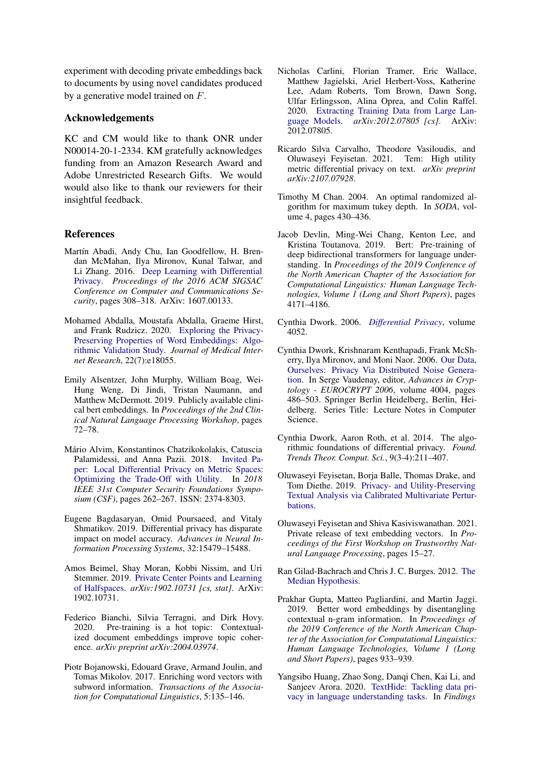experiment with decoding private embeddings back to documents by using novel candidates produced by a generative model trained on $F$.

## Acknowledgements

KC and CM would like to thank ONR under N00014-20-1-2334. KM gratefully acknowledges funding from an Amazon Research Award and Adobe Unrestricted Research Gifts. We would would also like to thank our reviewers for their insightful feedback.

## References

Martín Abadi, Andy Chu, Ian Goodfellow, H. Brendan McMahan, Ilya Mironov, Kunal Talwar, and Li Zhang. 2016. Deep Learning with Differential Privacy. *Proceedings of the 2016 ACM SIGSAC Conference on Computer and Communications Security*, pages 308–318. ArXiv: 1607.00133.

Mohamed Abdalla, Moustafa Abdalla, Graeme Hirst, and Frank Rudzicz. 2020. Exploring the Privacy-Preserving Properties of Word Embeddings: Algorithmic Validation Study. *Journal of Medical Internet Research*, 22(7):e18055.

Emily Alsentzer, John Murphy, William Boag, Wei-Hung Weng, Di Jindi, Tristan Naumann, and Matthew McDermott. 2019. Publicly available clinical bert embeddings. In *Proceedings of the 2nd Clinical Natural Language Processing Workshop*, pages 72–78.

Mário Alvim, Konstantinos Chatzikokolakis, Catuscia Palamidessi, and Anna Pazii. 2018. Invited Paper: Local Differential Privacy on Metric Spaces: Optimizing the Trade-Off with Utility. In *2018 IEEE 31st Computer Security Foundations Symposium (CSF)*, pages 262–267. ISSN: 2374-8303.

Eugene Bagdasaryan, Omid Poursaeed, and Vitaly Shmatikov. 2019. Differential privacy has disparate impact on model accuracy. *Advances in Neural Information Processing Systems*, 32:15479–15488.

Amos Beimel, Shay Moran, Kobbi Nissim, and Uri Stemmer. 2019. Private Center Points and Learning of Halfspaces. *arXiv:1902.10731 [cs, stat]*. ArXiv: 1902.10731.

Federico Bianchi, Silvia Terragni, and Dirk Hovy. 2020. Pre-training is a hot topic: Contextualized document embeddings improve topic coherence. *arXiv preprint arXiv:2004.03974*.

Piotr Bojanowski, Edouard Grave, Armand Joulin, and Tomas Mikolov. 2017. Enriching word vectors with subword information. *Transactions of the Association for Computational Linguistics*, 5:135–146.

Nicholas Carlini, Florian Tramer, Eric Wallace, Matthew Jagielski, Ariel Herbert-Voss, Katherine Lee, Adam Roberts, Tom Brown, Dawn Song, Ulfar Erlingsson, Alina Oprea, and Colin Raffel. 2020. Extracting Training Data from Large Language Models. *arXiv:2012.07805 [cs]*. ArXiv: 2012.07805.

Ricardo Silva Carvalho, Theodore Vasiloudis, and Oluwaseyi Feyisetan. 2021. Tem: High utility metric differential privacy on text. *arXiv preprint arXiv:2107.07928*.

Timothy M Chan. 2004. An optimal randomized algorithm for maximum tukey depth. In *SODA*, volume 4, pages 430–436.

Jacob Devlin, Ming-Wei Chang, Kenton Lee, and Kristina Toutanova. 2019. Bert: Pre-training of deep bidirectional transformers for language understanding. In *Proceedings of the 2019 Conference of the North American Chapter of the Association for Computational Linguistics: Human Language Technologies, Volume 1 (Long and Short Papers)*, pages 4171–4186.

Cynthia Dwork. 2006. *Differential Privacy*, volume 4052.

Cynthia Dwork, Krishnaram Kenthapadi, Frank McSherry, Ilya Mironov, and Moni Naor. 2006. Our Data, Ourselves: Privacy Via Distributed Noise Generation. In Serge Vaudenay, editor, *Advances in Cryptology - EUROCRYPT 2006*, volume 4004, pages 486–503. Springer Berlin Heidelberg, Berlin, Heidelberg. Series Title: Lecture Notes in Computer Science.

Cynthia Dwork, Aaron Roth, et al. 2014. The algorithmic foundations of differential privacy. *Found. Trends Theor. Comput. Sci.*, 9(3-4):211–407.

Oluwaseyi Feyisetan, Borja Balle, Thomas Drake, and Tom Diethe. 2019. Privacy- and Utility-Preserving Textual Analysis via Calibrated Multivariate Perturbations.

Oluwaseyi Feyisetan and Shiva Kasiviswanathan. 2021. Private release of text embedding vectors. In *Proceedings of the First Workshop on Trustworthy Natural Language Processing*, pages 15–27.

Ran Gilad-Bachrach and Chris J. C. Burges. 2012. The Median Hypothesis.

Prakhar Gupta, Matteo Pagliardini, and Martin Jaggi. 2019. Better word embeddings by disentangling contextual n-gram information. In *Proceedings of the 2019 Conference of the North American Chapter of the Association for Computational Linguistics: Human Language Technologies, Volume 1 (Long and Short Papers)*, pages 933–939.

Yangsibo Huang, Zhao Song, Danqi Chen, Kai Li, and Sanjeev Arora. 2020. TextHide: Tackling data privacy in language understanding tasks. In *Findings*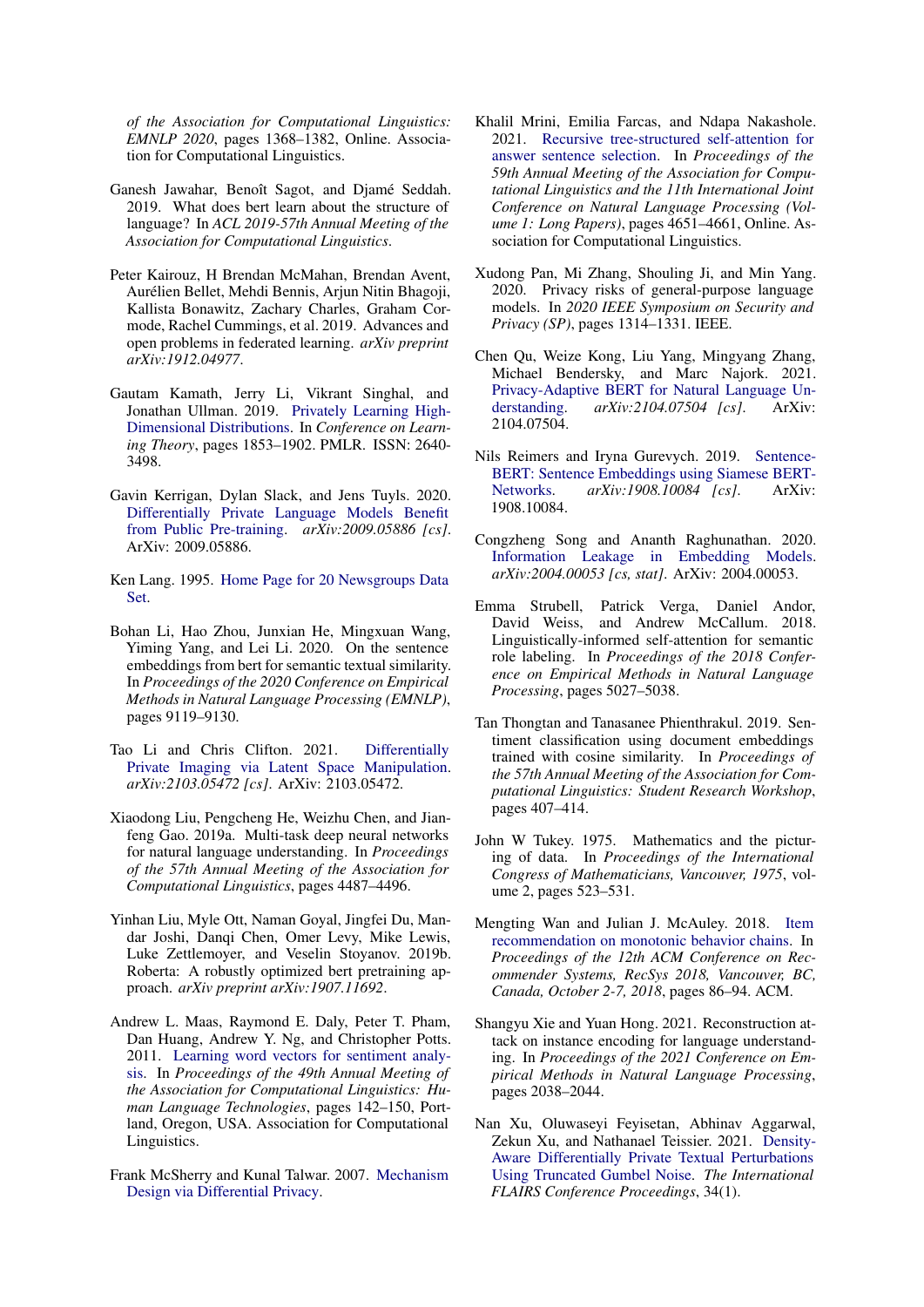of the Association for Computational Linguistics: EMNLP 2020*, pages 1368–1382, Online. Association for Computational Linguistics.

Ganesh Jawahar, Benoît Sagot, and Djamé Seddah. 2019. What does bert learn about the structure of language? In *ACL 2019-57th Annual Meeting of the Association for Computational Linguistics*.

Peter Kairouz, H Brendan McMahan, Brendan Avent, Aurélien Bellet, Mehdi Bennis, Arjun Nitin Bhagoji, Kallista Bonawitz, Zachary Charles, Graham Cormode, Rachel Cummings, et al. 2019. Advances and open problems in federated learning. *arXiv preprint arXiv:1912.04977*.

Gautam Kamath, Jerry Li, Vikrant Singhal, and Jonathan Ullman. 2019. Privately Learning High-Dimensional Distributions. In *Conference on Learning Theory*, pages 1853–1902. PMLR. ISSN: 2640-3498.

Gavin Kerrigan, Dylan Slack, and Jens Tuyls. 2020. Differentially Private Language Models Benefit from Public Pre-training. *arXiv:2009.05886 [cs]*. ArXiv: 2009.05886.

Ken Lang. 1995. Home Page for 20 Newsgroups Data Set.

Bohan Li, Hao Zhou, Junxian He, Mingxuan Wang, Yiming Yang, and Lei Li. 2020. On the sentence embeddings from bert for semantic textual similarity. In *Proceedings of the 2020 Conference on Empirical Methods in Natural Language Processing (EMNLP)*, pages 9119–9130.

Tao Li and Chris Clifton. 2021. Differentially Private Imaging via Latent Space Manipulation. *arXiv:2103.05472 [cs]*. ArXiv: 2103.05472.

Xiaodong Liu, Pengcheng He, Weizhu Chen, and Jianfeng Gao. 2019a. Multi-task deep neural networks for natural language understanding. In *Proceedings of the 57th Annual Meeting of the Association for Computational Linguistics*, pages 4487–4496.

Yinhan Liu, Myle Ott, Naman Goyal, Jingfei Du, Mandar Joshi, Danqi Chen, Omer Levy, Mike Lewis, Luke Zettlemoyer, and Veselin Stoyanov. 2019b. Roberta: A robustly optimized bert pretraining approach. *arXiv preprint arXiv:1907.11692*.

Andrew L. Maas, Raymond E. Daly, Peter T. Pham, Dan Huang, Andrew Y. Ng, and Christopher Potts. 2011. Learning word vectors for sentiment analysis. In *Proceedings of the 49th Annual Meeting of the Association for Computational Linguistics: Human Language Technologies*, pages 142–150, Portland, Oregon, USA. Association for Computational Linguistics.

Frank McSherry and Kunal Talwar. 2007. Mechanism Design via Differential Privacy.

Khalil Mrini, Emilia Farcas, and Ndapa Nakashole. 2021. Recursive tree-structured self-attention for answer sentence selection. In *Proceedings of the 59th Annual Meeting of the Association for Computational Linguistics and the 11th International Joint Conference on Natural Language Processing (Volume 1: Long Papers)*, pages 4651–4661, Online. Association for Computational Linguistics.

Xudong Pan, Mi Zhang, Shouling Ji, and Min Yang. 2020. Privacy risks of general-purpose language models. In *2020 IEEE Symposium on Security and Privacy (SP)*, pages 1314–1331. IEEE.

Chen Qu, Weize Kong, Liu Yang, Mingyang Zhang, Michael Bendersky, and Marc Najork. 2021. Privacy-Adaptive BERT for Natural Language Understanding. *arXiv:2104.07504 [cs]*. ArXiv: 2104.07504.

Nils Reimers and Iryna Gurevych. 2019. Sentence-BERT: Sentence Embeddings using Siamese BERT-Networks. *arXiv:1908.10084 [cs]*. ArXiv: 1908.10084.

Congzheng Song and Ananth Raghunathan. 2020. Information Leakage in Embedding Models. *arXiv:2004.00053 [cs, stat]*. ArXiv: 2004.00053.

Emma Strubell, Patrick Verga, Daniel Andor, David Weiss, and Andrew McCallum. 2018. Linguistically-informed self-attention for semantic role labeling. In *Proceedings of the 2018 Conference on Empirical Methods in Natural Language Processing*, pages 5027–5038.

Tan Thongtan and Tanasanee Phienthrakul. 2019. Sentiment classification using document embeddings trained with cosine similarity. In *Proceedings of the 57th Annual Meeting of the Association for Computational Linguistics: Student Research Workshop*, pages 407–414.

John W Tukey. 1975. Mathematics and the picturing of data. In *Proceedings of the International Congress of Mathematicians, Vancouver, 1975*, volume 2, pages 523–531.

Mengting Wan and Julian J. McAuley. 2018. Item recommendation on monotonic behavior chains. In *Proceedings of the 12th ACM Conference on Recommender Systems, RecSys 2018, Vancouver, BC, Canada, October 2-7, 2018*, pages 86–94. ACM.

Shangyu Xie and Yuan Hong. 2021. Reconstruction attack on instance encoding for language understanding. In *Proceedings of the 2021 Conference on Empirical Methods in Natural Language Processing*, pages 2038–2044.

Nan Xu, Oluwaseyi Feyisetan, Abhinav Aggarwal, Zekun Xu, and Nathanael Teissier. 2021. Density-Aware Differentially Private Textual Perturbations Using Truncated Gumbel Noise. *The International FLAIRS Conference Proceedings*, 34(1).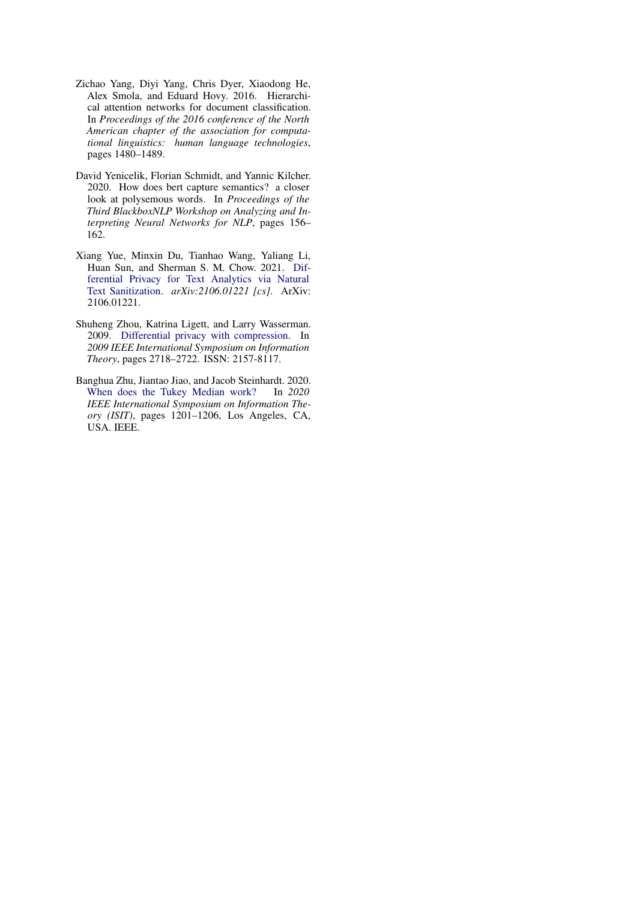Zichao Yang, Diyi Yang, Chris Dyer, Xiaodong He, Alex Smola, and Eduard Hovy. 2016. Hierarchical attention networks for document classification. In *Proceedings of the 2016 conference of the North American chapter of the association for computational linguistics: human language technologies*, pages 1480–1489.

David Yenicelik, Florian Schmidt, and Yannic Kilcher. 2020. How does bert capture semantics? a closer look at polysemous words. In *Proceedings of the Third BlackboxNLP Workshop on Analyzing and Interpreting Neural Networks for NLP*, pages 156–162.

Xiang Yue, Minxin Du, Tianhao Wang, Yaliang Li, Huan Sun, and Sherman S. M. Chow. 2021. Differential Privacy for Text Analytics via Natural Text Sanitization. *arXiv:2106.01221 [cs]*. ArXiv: 2106.01221.

Shuheng Zhou, Katrina Ligett, and Larry Wasserman. 2009. Differential privacy with compression. In *2009 IEEE International Symposium on Information Theory*, pages 2718–2722. ISSN: 2157-8117.

Banghua Zhu, Jiantao Jiao, and Jacob Steinhardt. 2020. When does the Tukey Median work? In *2020 IEEE International Symposium on Information Theory (ISIT)*, pages 1201–1206, Los Angeles, CA, USA. IEEE.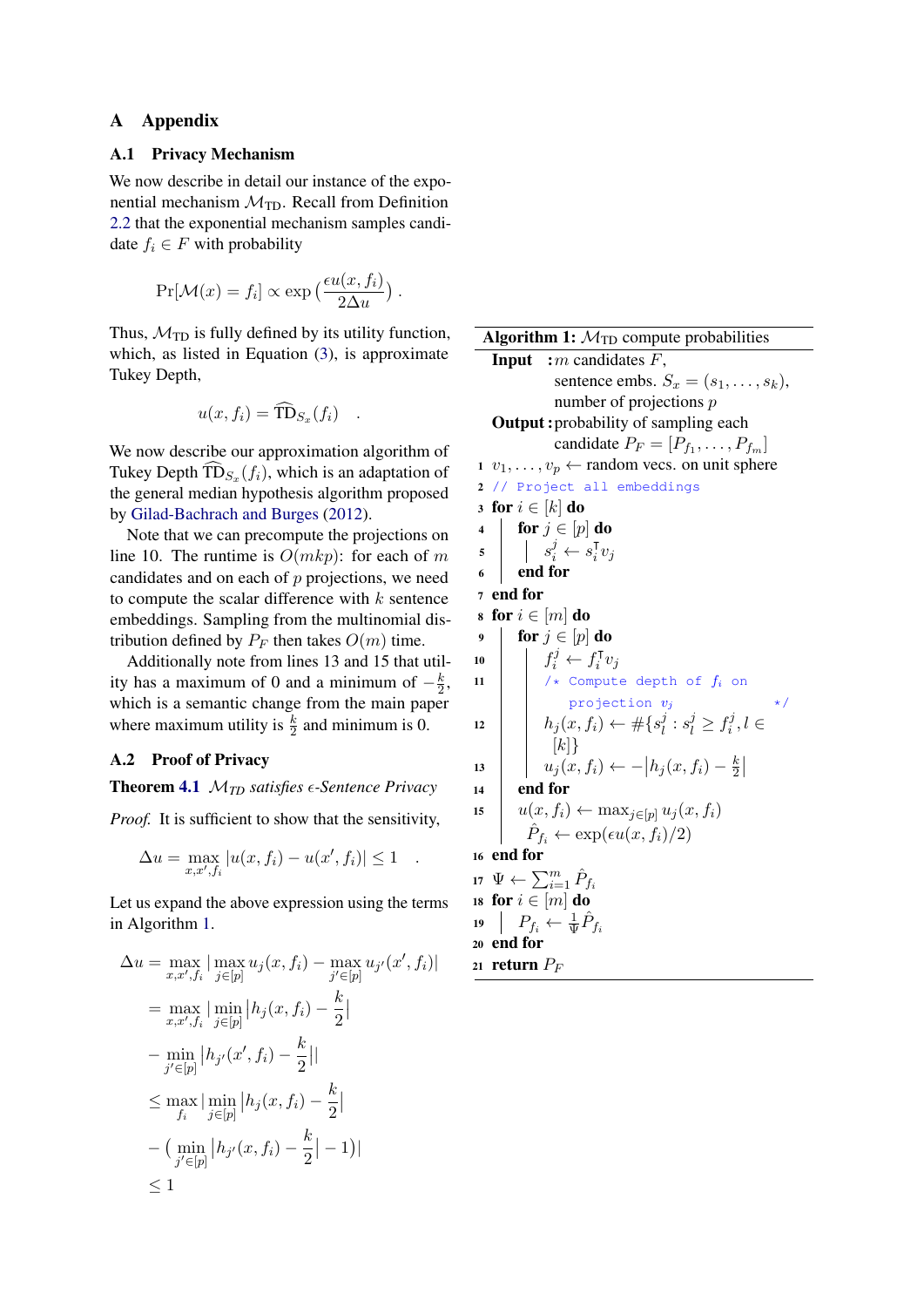# A Appendix

## A.1 Privacy Mechanism

We now describe in detail our instance of the exponential mechanism $\mathcal{M}_{\text{TD}}$. Recall from Definition 2.2 that the exponential mechanism samples candidate $f_i \in F$ with probability

$$\Pr[\mathcal{M}(x) = f_i] \propto \exp\left(\frac{\epsilon u(x, f_i)}{2\Delta u}\right) .$$

Thus, $\mathcal{M}_{\text{TD}}$ is fully defined by its utility function, which, as listed in Equation (3), is approximate Tukey Depth,

$$u(x, f_i) = \widehat{\text{TD}}_{S_x}(f_i) \quad .$$

We now describe our approximation algorithm of Tukey Depth $\widehat{\text{TD}}_{S_x}(f_i)$, which is an adaptation of the general median hypothesis algorithm proposed by Gilad-Bachrach and Burges (2012).

Note that we can precompute the projections on line 10. The runtime is $O(mkp)$: for each of $m$ candidates and on each of $p$ projections, we need to compute the scalar difference with $k$ sentence embeddings. Sampling from the multinomial distribution defined by $P_F$ then takes $O(m)$ time.

Additionally note from lines 13 and 15 that utility has a maximum of 0 and a minimum of $-\frac{k}{2}$, which is a semantic change from the main paper where maximum utility is $\frac{k}{2}$ and minimum is 0.

**Algorithm 1:** $\mathcal{M}_{\text{TD}}$ compute probabilities

**Input :** $m$ candidates $F$, sentence embs. $S_x = (s_1, \ldots, s_k)$, number of projections $p$

**Output :** probability of sampling each candidate $P_F = [P_{f_1}, \ldots, P_{f_m}]$

```
1  v_1, ..., v_p ← random vecs. on unit sphere
2  // Project all embeddings
3  for i ∈ [k] do
4      for j ∈ [p] do
5          s_i^j ← s_i^T v_j
6      end for
7  end for
8  for i ∈ [m] do
9      for j ∈ [p] do
10         f_i^j ← f_i^T v_j
11         /* Compute depth of f_i on projection v_j */
12         h_j(x, f_i) ← #{s_l^j : s_l^j ≥ f_i^j, l ∈ [k]}
13         u_j(x, f_i) ← −|h_j(x, f_i) − k/2|
14     end for
15     u(x, f_i) ← max_{j∈[p]} u_j(x, f_i)
       P̂_{f_i} ← exp(ε u(x, f_i)/2)
16 end for
17 Ψ ← Σ_{i=1}^m P̂_{f_i}
18 for i ∈ [m] do
19     P_{f_i} ← (1/Ψ) P̂_{f_i}
20 end for
21 return P_F
```

## A.2 Proof of Privacy

**Theorem 4.1** *$\mathcal{M}_{TD}$ satisfies $\epsilon$-Sentence Privacy*

*Proof.* It is sufficient to show that the sensitivity,

$$\Delta u = \max_{x, x', f_i} |u(x, f_i) - u(x', f_i)| \leq 1 \quad .$$

Let us expand the above expression using the terms in Algorithm 1.

$$\begin{aligned}
\Delta u &= \max_{x,x',f_i} \big| \max_{j \in [p]} u_j(x, f_i) - \max_{j' \in [p]} u_{j'}(x', f_i) \big| \\
&= \max_{x,x',f_i} \big| \min_{j \in [p]} \big|h_j(x, f_i) - \frac{k}{2}\big| \\
&\quad - \min_{j' \in [p]} \big|h_{j'}(x', f_i) - \frac{k}{2}\big|\big| \\
&\leq \max_{f_i} \big| \min_{j \in [p]} \big|h_j(x, f_i) - \frac{k}{2}\big| \\
&\quad - \big(\min_{j' \in [p]} \big|h_{j'}(x, f_i) - \frac{k}{2}\big| - 1\big)\big| \\
&\leq 1
\end{aligned}$$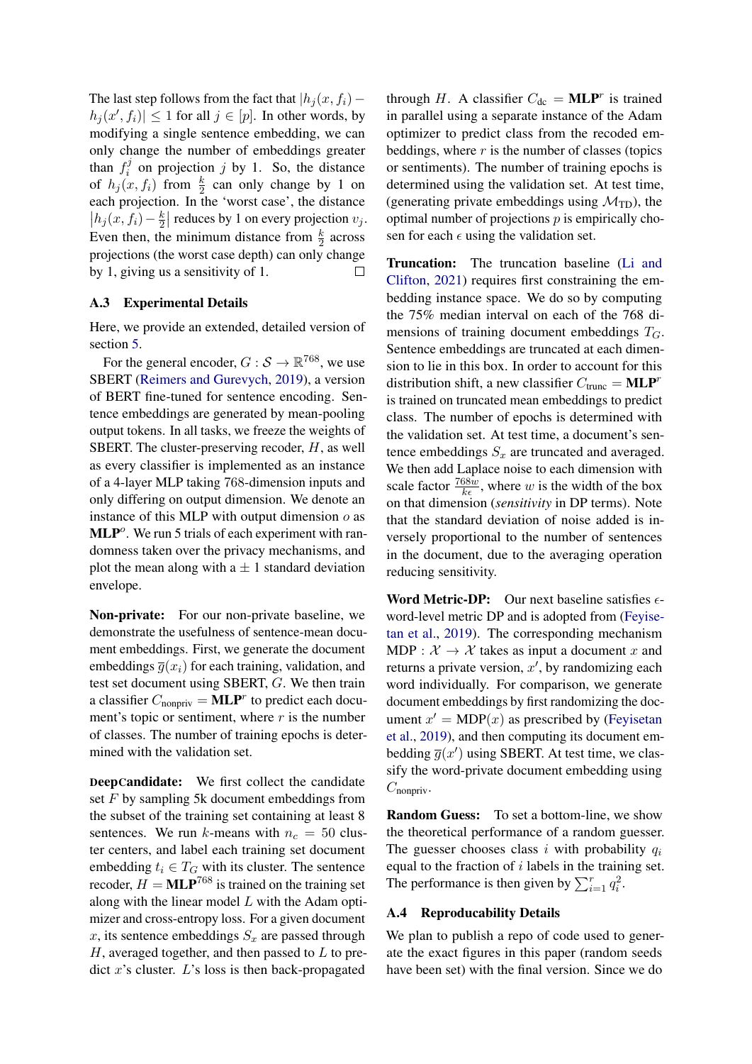The last step follows from the fact that $|h_j(x, f_i) - h_j(x', f_i)| \leq 1$ for all $j \in [p]$. In other words, by modifying a single sentence embedding, we can only change the number of embeddings greater than $f_i^j$ on projection $j$ by 1. So, the distance of $h_j(x, f_i)$ from $\frac{k}{2}$ can only change by 1 on each projection. In the 'worst case', the distance $\left|h_j(x, f_i) - \frac{k}{2}\right|$ reduces by 1 on every projection $v_j$. Even then, the minimum distance from $\frac{k}{2}$ across projections (the worst case depth) can only change by 1, giving us a sensitivity of 1. □

### A.3 Experimental Details

Here, we provide an extended, detailed version of section 5.

For the general encoder, $G : \mathcal{S} \rightarrow \mathbb{R}^{768}$, we use SBERT (Reimers and Gurevych, 2019), a version of BERT fine-tuned for sentence encoding. Sentence embeddings are generated by mean-pooling output tokens. In all tasks, we freeze the weights of SBERT. The cluster-preserving recoder, $H$, as well as every classifier is implemented as an instance of a 4-layer MLP taking 768-dimension inputs and only differing on output dimension. We denote an instance of this MLP with output dimension $o$ as $\mathbf{MLP}^o$. We run 5 trials of each experiment with randomness taken over the privacy mechanisms, and plot the mean along with a $\pm$ 1 standard deviation envelope.

**Non-private:** For our non-private baseline, we demonstrate the usefulness of sentence-mean document embeddings. First, we generate the document embeddings $\overline{g}(x_i)$ for each training, validation, and test set document using SBERT, $G$. We then train a classifier $C_{\text{nonpriv}} = \mathbf{MLP}^r$ to predict each document's topic or sentiment, where $r$ is the number of classes. The number of training epochs is determined with the validation set.

**DeepCandidate:** We first collect the candidate set $F$ by sampling 5k document embeddings from the subset of the training set containing at least 8 sentences. We run $k$-means with $n_c = 50$ cluster centers, and label each training set document embedding $t_i \in T_G$ with its cluster. The sentence recoder, $H = \mathbf{MLP}^{768}$ is trained on the training set along with the linear model $L$ with the Adam optimizer and cross-entropy loss. For a given document $x$, its sentence embeddings $S_x$ are passed through $H$, averaged together, and then passed to $L$ to predict $x$'s cluster. $L$'s loss is then back-propagated through $H$. A classifier $C_{\text{dc}} = \mathbf{MLP}^r$ is trained in parallel using a separate instance of the Adam optimizer to predict class from the recoded embeddings, where $r$ is the number of classes (topics or sentiments). The number of training epochs is determined using the validation set. At test time, (generating private embeddings using $\mathcal{M}_{\text{TD}}$), the optimal number of projections $p$ is empirically chosen for each $\epsilon$ using the validation set.

**Truncation:** The truncation baseline (Li and Clifton, 2021) requires first constraining the embedding instance space. We do so by computing the 75% median interval on each of the 768 dimensions of training document embeddings $T_G$. Sentence embeddings are truncated at each dimension to lie in this box. In order to account for this distribution shift, a new classifier $C_{\text{trunc}} = \mathbf{MLP}^r$ is trained on truncated mean embeddings to predict class. The number of epochs is determined with the validation set. At test time, a document's sentence embeddings $S_x$ are truncated and averaged. We then add Laplace noise to each dimension with scale factor $\frac{768w}{k\epsilon}$, where $w$ is the width of the box on that dimension (*sensitivity* in DP terms). Note that the standard deviation of noise added is inversely proportional to the number of sentences in the document, due to the averaging operation reducing sensitivity.

**Word Metric-DP:** Our next baseline satisfies $\epsilon$-word-level metric DP and is adopted from (Feyisetan et al., 2019). The corresponding mechanism $\text{MDP} : \mathcal{X} \rightarrow \mathcal{X}$ takes as input a document $x$ and returns a private version, $x'$, by randomizing each word individually. For comparison, we generate document embeddings by first randomizing the document $x' = \text{MDP}(x)$ as prescribed by (Feyisetan et al., 2019), and then computing its document embedding $\overline{g}(x')$ using SBERT. At test time, we classify the word-private document embedding using $C_{\text{nonpriv}}$.

**Random Guess:** To set a bottom-line, we show the theoretical performance of a random guesser. The guesser chooses class $i$ with probability $q_i$ equal to the fraction of $i$ labels in the training set. The performance is then given by $\sum_{i=1}^{r} q_i^2$.

### A.4 Reproducability Details

We plan to publish a repo of code used to generate the exact figures in this paper (random seeds have been set) with the final version. Since we do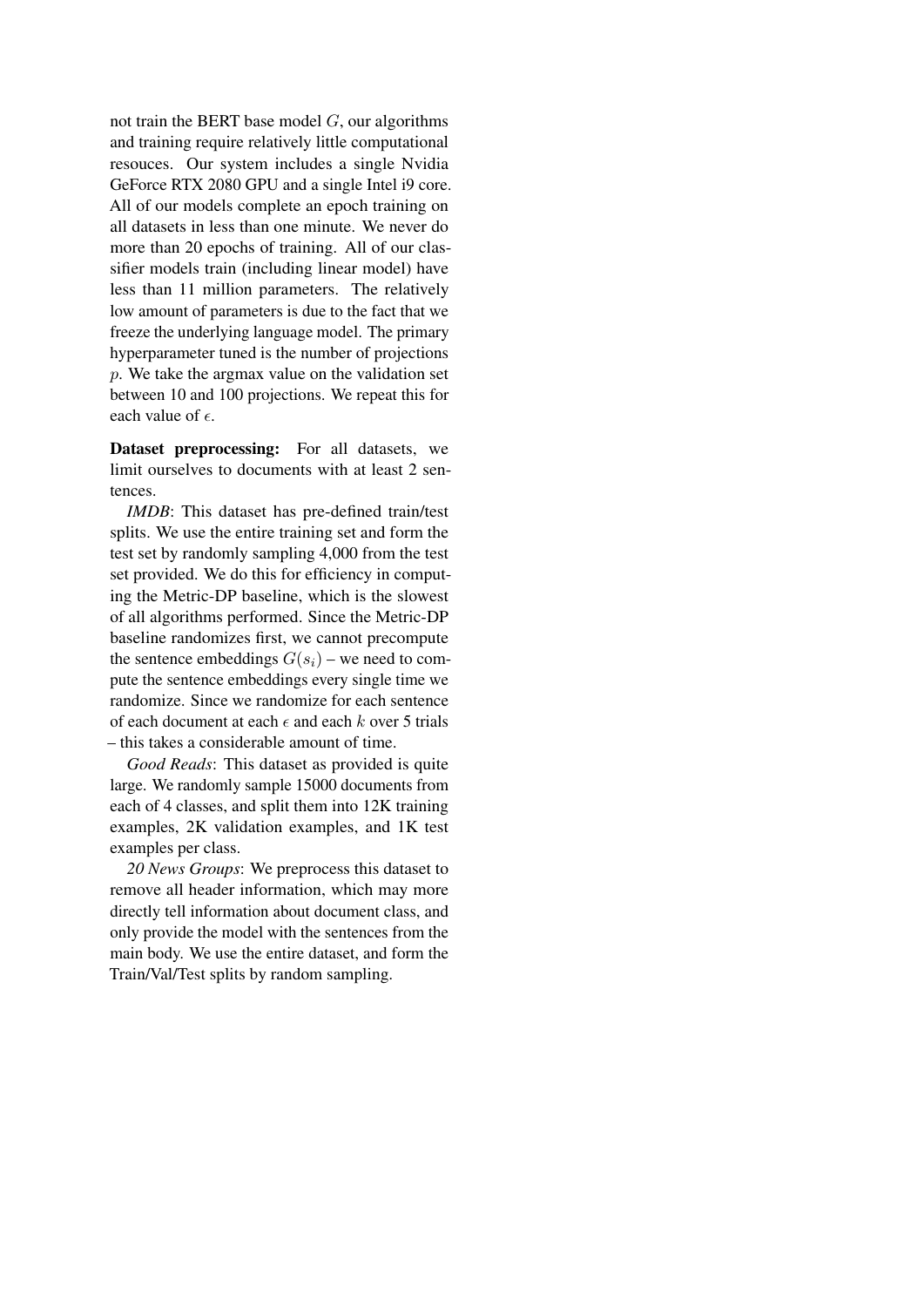not train the BERT base model $G$, our algorithms and training require relatively little computational resouces. Our system includes a single Nvidia GeForce RTX 2080 GPU and a single Intel i9 core. All of our models complete an epoch training on all datasets in less than one minute. We never do more than 20 epochs of training. All of our classifier models train (including linear model) have less than 11 million parameters. The relatively low amount of parameters is due to the fact that we freeze the underlying language model. The primary hyperparameter tuned is the number of projections $p$. We take the argmax value on the validation set between 10 and 100 projections. We repeat this for each value of $\epsilon$.

**Dataset preprocessing:** For all datasets, we limit ourselves to documents with at least 2 sentences.

*IMDB*: This dataset has pre-defined train/test splits. We use the entire training set and form the test set by randomly sampling 4,000 from the test set provided. We do this for efficiency in computing the Metric-DP baseline, which is the slowest of all algorithms performed. Since the Metric-DP baseline randomizes first, we cannot precompute the sentence embeddings $G(s_i)$ – we need to compute the sentence embeddings every single time we randomize. Since we randomize for each sentence of each document at each $\epsilon$ and each $k$ over 5 trials – this takes a considerable amount of time.

*Good Reads*: This dataset as provided is quite large. We randomly sample 15000 documents from each of 4 classes, and split them into 12K training examples, 2K validation examples, and 1K test examples per class.

*20 News Groups*: We preprocess this dataset to remove all header information, which may more directly tell information about document class, and only provide the model with the sentences from the main body. We use the entire dataset, and form the Train/Val/Test splits by random sampling.